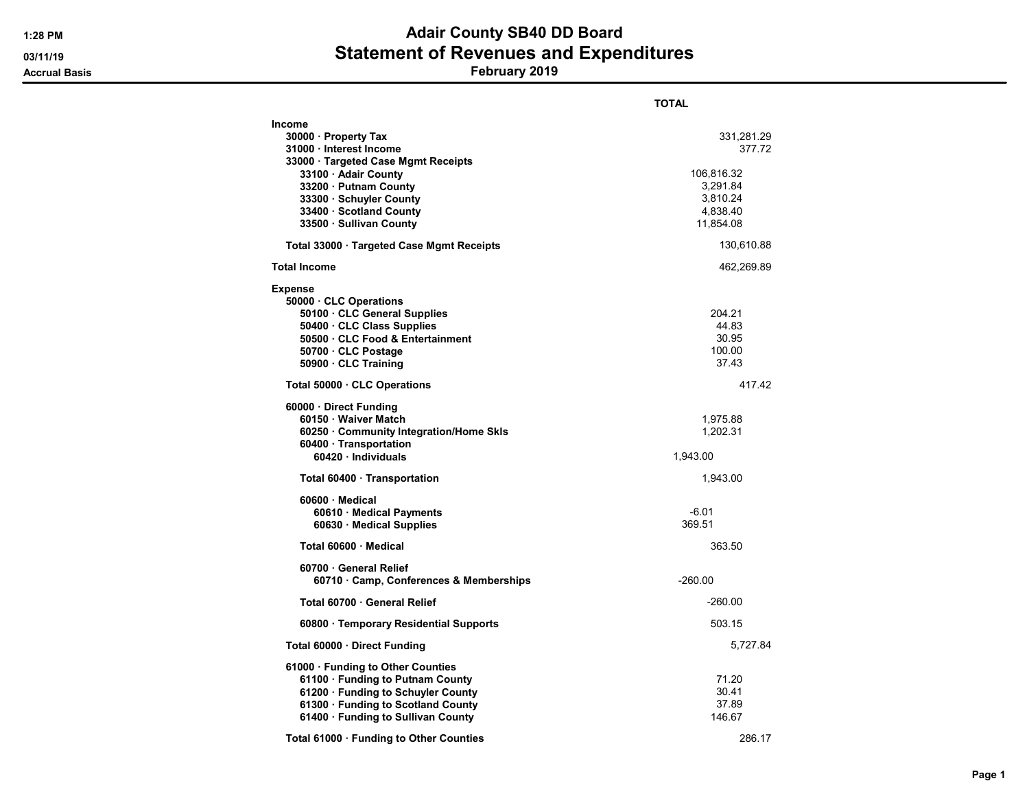# Adair County SB40 DD Board

## Statement of Revenues and Expenditures

### February 2019

1:28 PM
03/11/19
Accrual Basis

| | | | | TOTAL |
|---|---|---|---|---|
| **Income** | | | | |
| **30000 · Property Tax** | | | | 331,281.29 |
| **31000 · Interest Income** | | | | 377.72 |
| **33000 · Targeted Case Mgmt Receipts** | | | | |
| **33100 · Adair County** | | | 106,816.32 | |
| **33200 · Putnam County** | | | 3,291.84 | |
| **33300 · Schuyler County** | | | 3,810.24 | |
| **33400 · Scotland County** | | | 4,838.40 | |
| **33500 · Sullivan County** | | | 11,854.08 | |
| **Total 33000 · Targeted Case Mgmt Receipts** | | | | 130,610.88 |
| **Total Income** | | | | 462,269.89 |
| **Expense** | | | | |
| **50000 · CLC Operations** | | | | |
| **50100 · CLC General Supplies** | | | 204.21 | |
| **50400 · CLC Class Supplies** | | | 44.83 | |
| **50500 · CLC Food & Entertainment** | | | 30.95 | |
| **50700 · CLC Postage** | | | 100.00 | |
| **50900 · CLC Training** | | | 37.43 | |
| **Total 50000 · CLC Operations** | | | | 417.42 |
| **60000 · Direct Funding** | | | | |
| **60150 · Waiver Match** | | | 1,975.88 | |
| **60250 · Community Integration/Home Skls** | | | 1,202.31 | |
| **60400 · Transportation** | | | | |
| **60420 · Individuals** | | 1,943.00 | | |
| **Total 60400 · Transportation** | | | 1,943.00 | |
| **60600 · Medical** | | | | |
| **60610 · Medical Payments** | | -6.01 | | |
| **60630 · Medical Supplies** | | 369.51 | | |
| **Total 60600 · Medical** | | | 363.50 | |
| **60700 · General Relief** | | | | |
| **60710 · Camp, Conferences & Memberships** | | -260.00 | | |
| **Total 60700 · General Relief** | | | -260.00 | |
| **60800 · Temporary Residential Supports** | | | 503.15 | |
| **Total 60000 · Direct Funding** | | | | 5,727.84 |
| **61000 · Funding to Other Counties** | | | | |
| **61100 · Funding to Putnam County** | | | 71.20 | |
| **61200 · Funding to Schuyler County** | | | 30.41 | |
| **61300 · Funding to Scotland County** | | | 37.89 | |
| **61400 · Funding to Sullivan County** | | | 146.67 | |
| **Total 61000 · Funding to Other Counties** | | | | 286.17 |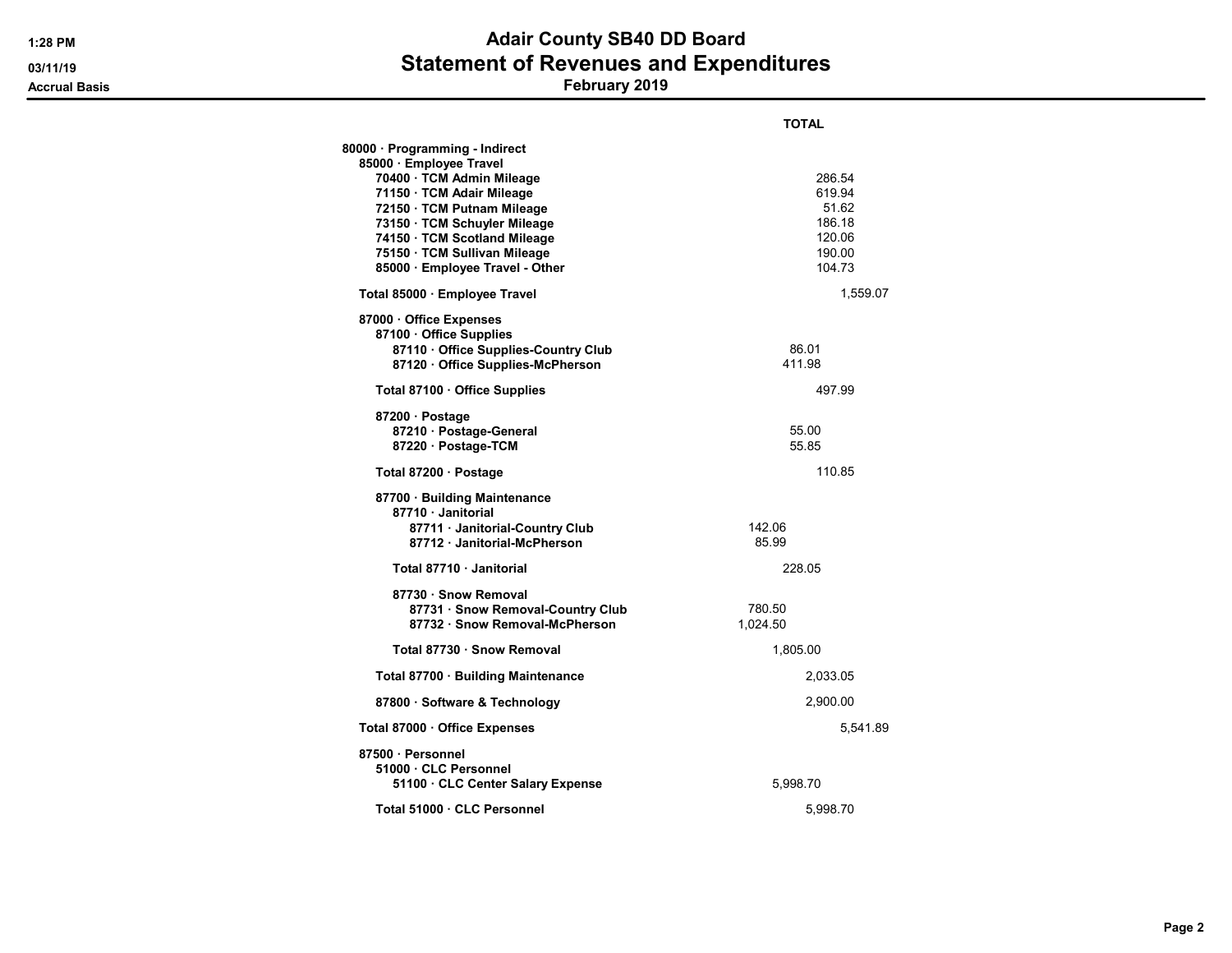# Adair County SB40 DD Board
## Statement of Revenues and Expenditures
### February 2019

1:28 PM
03/11/19
Accrual Basis

| | TOTAL |
|---|---|
| **80000 · Programming - Indirect** | |
| **85000 · Employee Travel** | |
| 70400 · TCM Admin Mileage | 286.54 |
| 71150 · TCM Adair Mileage | 619.94 |
| 72150 · TCM Putnam Mileage | 51.62 |
| 73150 · TCM Schuyler Mileage | 186.18 |
| 74150 · TCM Scotland Mileage | 120.06 |
| 75150 · TCM Sullivan Mileage | 190.00 |
| 85000 · Employee Travel - Other | 104.73 |
| **Total 85000 · Employee Travel** | 1,559.07 |
| **87000 · Office Expenses** | |
| **87100 · Office Supplies** | |
| 87110 · Office Supplies-Country Club | 86.01 |
| 87120 · Office Supplies-McPherson | 411.98 |
| **Total 87100 · Office Supplies** | 497.99 |
| **87200 · Postage** | |
| 87210 · Postage-General | 55.00 |
| 87220 · Postage-TCM | 55.85 |
| **Total 87200 · Postage** | 110.85 |
| **87700 · Building Maintenance** | |
| **87710 · Janitorial** | |
| 87711 · Janitorial-Country Club | 142.06 |
| 87712 · Janitorial-McPherson | 85.99 |
| **Total 87710 · Janitorial** | 228.05 |
| **87730 · Snow Removal** | |
| 87731 · Snow Removal-Country Club | 780.50 |
| 87732 · Snow Removal-McPherson | 1,024.50 |
| **Total 87730 · Snow Removal** | 1,805.00 |
| **Total 87700 · Building Maintenance** | 2,033.05 |
| 87800 · Software & Technology | 2,900.00 |
| **Total 87000 · Office Expenses** | 5,541.89 |
| **87500 · Personnel** | |
| **51000 · CLC Personnel** | |
| 51100 · CLC Center Salary Expense | 5,998.70 |
| **Total 51000 · CLC Personnel** | 5,998.70 |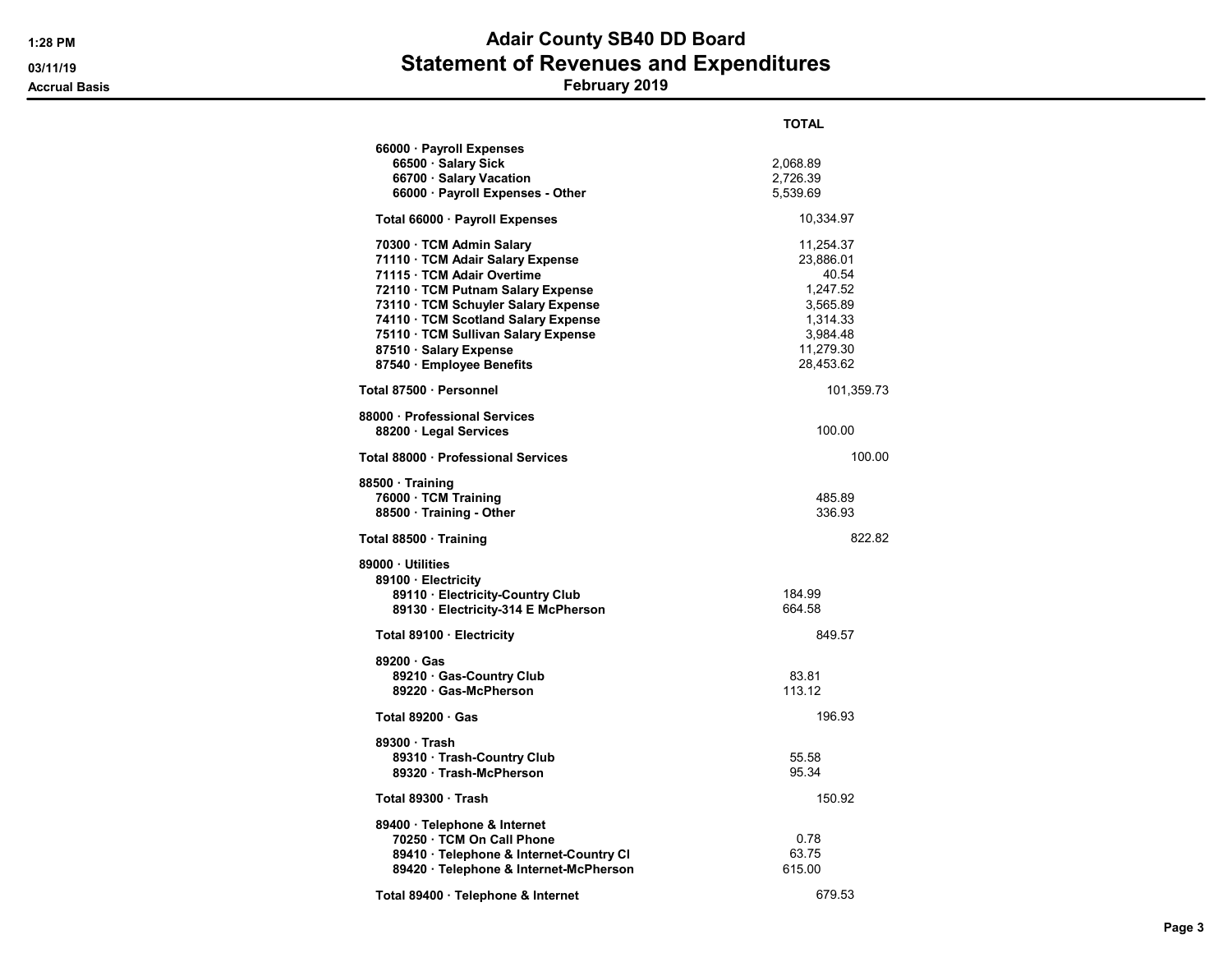# Adair County SB40 DD Board
## Statement of Revenues and Expenditures
### February 2019

1:28 PM
03/11/19
Accrual Basis

| | TOTAL |
|---|---|
| **66000 · Payroll Expenses** | |
| **66500 · Salary Sick** | 2,068.89 |
| **66700 · Salary Vacation** | 2,726.39 |
| **66000 · Payroll Expenses - Other** | 5,539.69 |
| **Total 66000 · Payroll Expenses** | 10,334.97 |
| **70300 · TCM Admin Salary** | 11,254.37 |
| **71110 · TCM Adair Salary Expense** | 23,886.01 |
| **71115 · TCM Adair Overtime** | 40.54 |
| **72110 · TCM Putnam Salary Expense** | 1,247.52 |
| **73110 · TCM Schuyler Salary Expense** | 3,565.89 |
| **74110 · TCM Scotland Salary Expense** | 1,314.33 |
| **75110 · TCM Sullivan Salary Expense** | 3,984.48 |
| **87510 · Salary Expense** | 11,279.30 |
| **87540 · Employee Benefits** | 28,453.62 |
| **Total 87500 · Personnel** | 101,359.73 |
| **88000 · Professional Services** | |
| **88200 · Legal Services** | 100.00 |
| **Total 88000 · Professional Services** | 100.00 |
| **88500 · Training** | |
| **76000 · TCM Training** | 485.89 |
| **88500 · Training - Other** | 336.93 |
| **Total 88500 · Training** | 822.82 |
| **89000 · Utilities** | |
| **89100 · Electricity** | |
| **89110 · Electricity-Country Club** | 184.99 |
| **89130 · Electricity-314 E McPherson** | 664.58 |
| **Total 89100 · Electricity** | 849.57 |
| **89200 · Gas** | |
| **89210 · Gas-Country Club** | 83.81 |
| **89220 · Gas-McPherson** | 113.12 |
| **Total 89200 · Gas** | 196.93 |
| **89300 · Trash** | |
| **89310 · Trash-Country Club** | 55.58 |
| **89320 · Trash-McPherson** | 95.34 |
| **Total 89300 · Trash** | 150.92 |
| **89400 · Telephone & Internet** | |
| **70250 · TCM On Call Phone** | 0.78 |
| **89410 · Telephone & Internet-Country Cl** | 63.75 |
| **89420 · Telephone & Internet-McPherson** | 615.00 |
| **Total 89400 · Telephone & Internet** | 679.53 |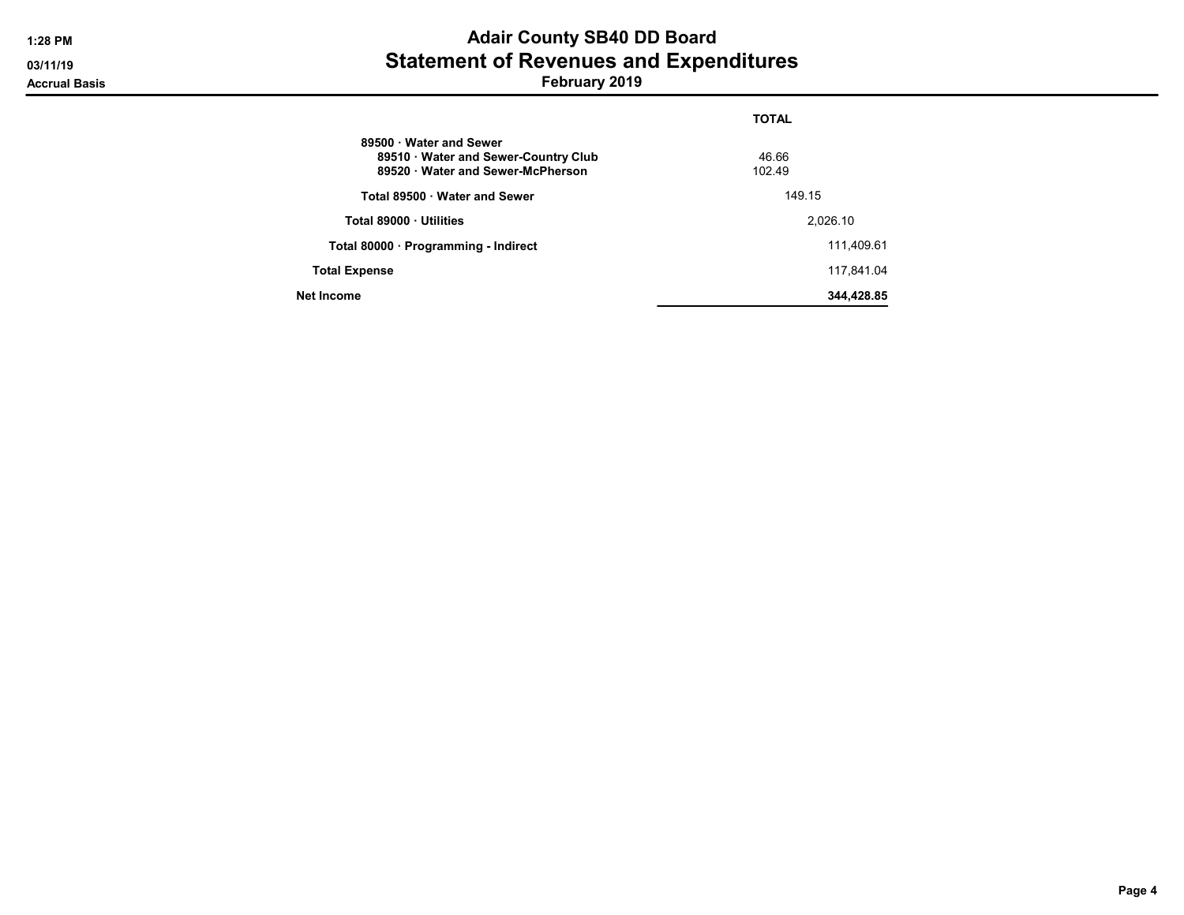# Adair County SB40 DD Board
## Statement of Revenues and Expenditures
### February 2019

1:28 PM
03/11/19
Accrual Basis

| | TOTAL |
|---|---|
| 89500 · Water and Sewer | |
| 89510 · Water and Sewer-Country Club | 46.66 |
| 89520 · Water and Sewer-McPherson | 102.49 |
| **Total 89500 · Water and Sewer** | 149.15 |
| **Total 89000 · Utilities** | 2,026.10 |
| **Total 80000 · Programming - Indirect** | 111,409.61 |
| **Total Expense** | 117,841.04 |
| **Net Income** | **344,428.85** |